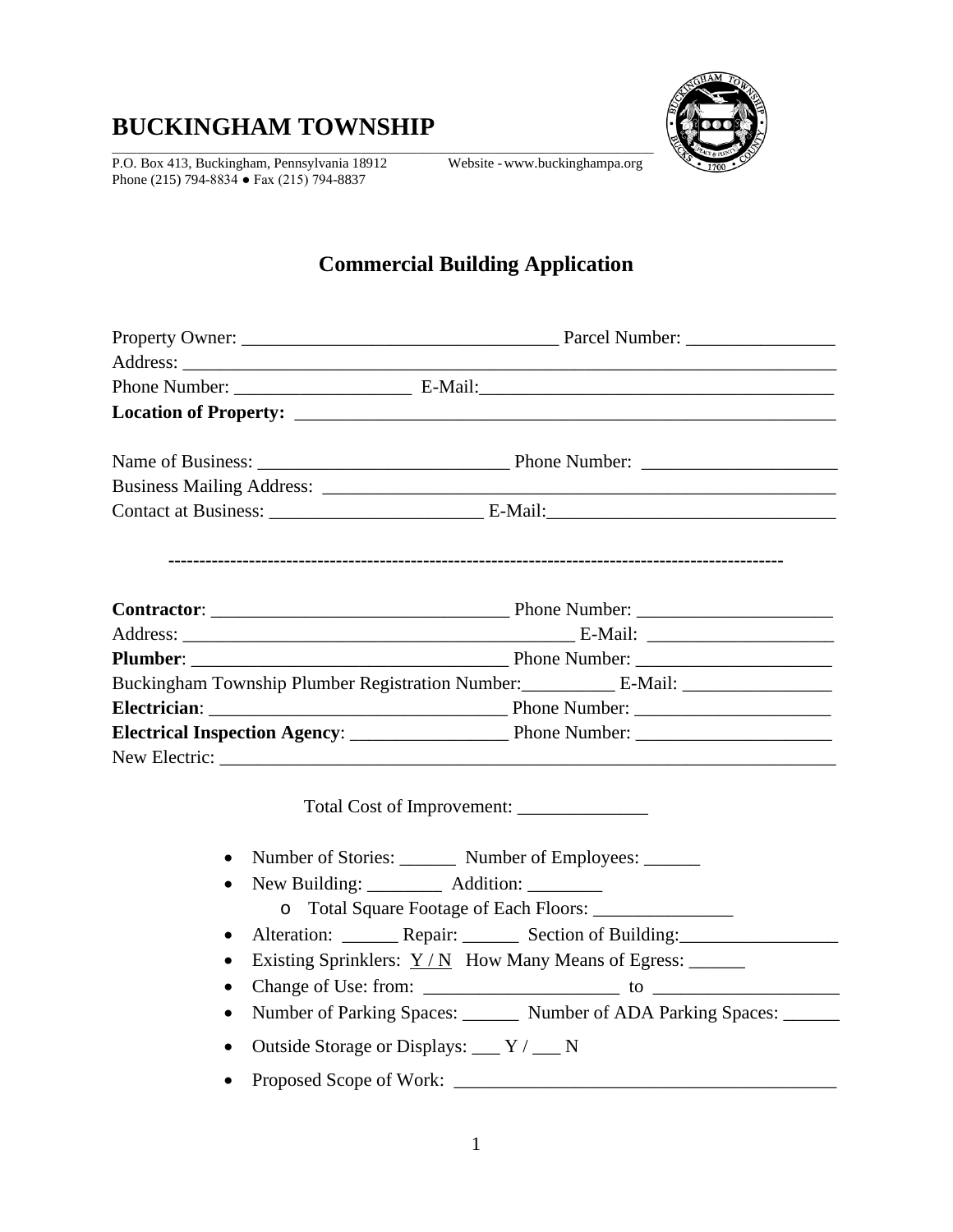# BUCKINGHAM TOWNSHIP

P.O. Box 413, Buckingham, Pennsylvania 18912 Website - www.buckinghampa.org
Phone (215) 794-8834 ● Fax (215) 794-8837

## Commercial Building Application

Property Owner: ___________________________________ Parcel Number: ________________
Address: ___________________________________________________________________________
Phone Number: ___________________ E-Mail:_______________________________________
**Location of Property:** __________________________________________________________

Name of Business: ____________________________ Phone Number: _____________________
Business Mailing Address: __________________________________________________________
Contact at Business: _______________________ E-Mail:_______________________________

---------------------------------------------------------------------------------------------------

**Contractor**: ________________________________ Phone Number: _____________________
Address: __________________________________________ E-Mail: ____________________
**Plumber**: __________________________________ Phone Number: _____________________
Buckingham Township Plumber Registration Number:__________ E-Mail: ________________
**Electrician**: ________________________________ Phone Number: _____________________
**Electrical Inspection Agency**: _________________ Phone Number: _____________________
New Electric: _________________________________________________________________________

Total Cost of Improvement: ______________

- Number of Stories: ______ Number of Employees: ______
- New Building: ________ Addition: ________
  - Total Square Footage of Each Floors: _______________
- Alteration: ______ Repair: ______ Section of Building:_________________
- Existing Sprinklers: Y / N How Many Means of Egress: ______
- Change of Use: from: _____________________ to ___________________
- Number of Parking Spaces: ______ Number of ADA Parking Spaces: ______
- Outside Storage or Displays: ___ Y / ___ N
- Proposed Scope of Work: _________________________________________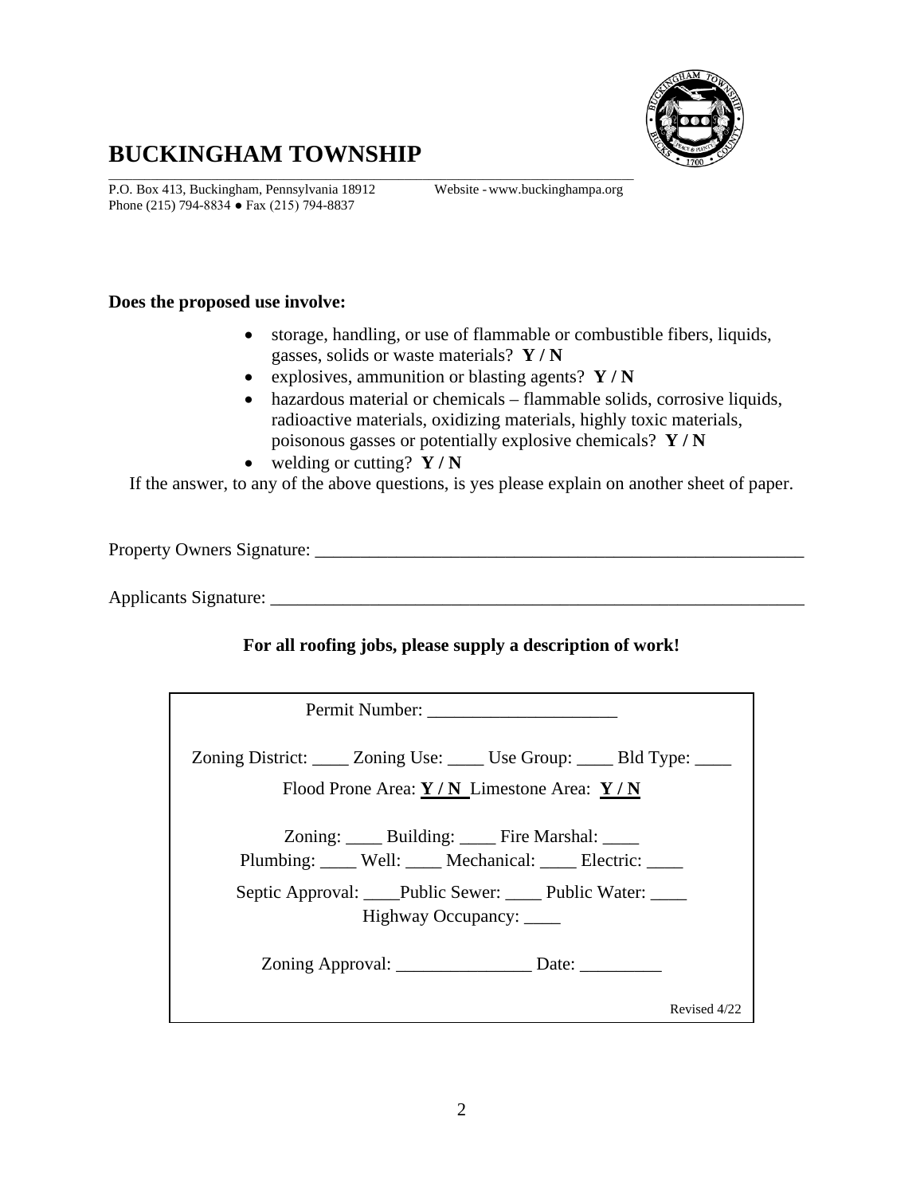# BUCKINGHAM TOWNSHIP

P.O. Box 413, Buckingham, Pennsylvania 18912 Website - www.buckinghampa.org
Phone (215) 794-8834 ● Fax (215) 794-8837

**Does the proposed use involve:**

- storage, handling, or use of flammable or combustible fibers, liquids, gasses, solids or waste materials? **Y / N**
- explosives, ammunition or blasting agents? **Y / N**
- hazardous material or chemicals – flammable solids, corrosive liquids, radioactive materials, oxidizing materials, highly toxic materials, poisonous gasses or potentially explosive chemicals? **Y / N**
- welding or cutting? **Y / N**

If the answer, to any of the above questions, is yes please explain on another sheet of paper.

Property Owners Signature: ________________________________________________________

Applicants Signature: ____________________________________________________________

**For all roofing jobs, please supply a description of work!**

Permit Number: ____________________

Zoning District: ____ Zoning Use: ____ Use Group: ____ Bld Type: ____

Flood Prone Area: **Y / N** Limestone Area: **Y / N**

Zoning: ____ Building: ____ Fire Marshal: ____

Plumbing: ____ Well: ____ Mechanical: ____ Electric: ____

Septic Approval: ____Public Sewer: ____ Public Water: ____

Highway Occupancy: ____

Zoning Approval: _______________ Date: _________

Revised 4/22